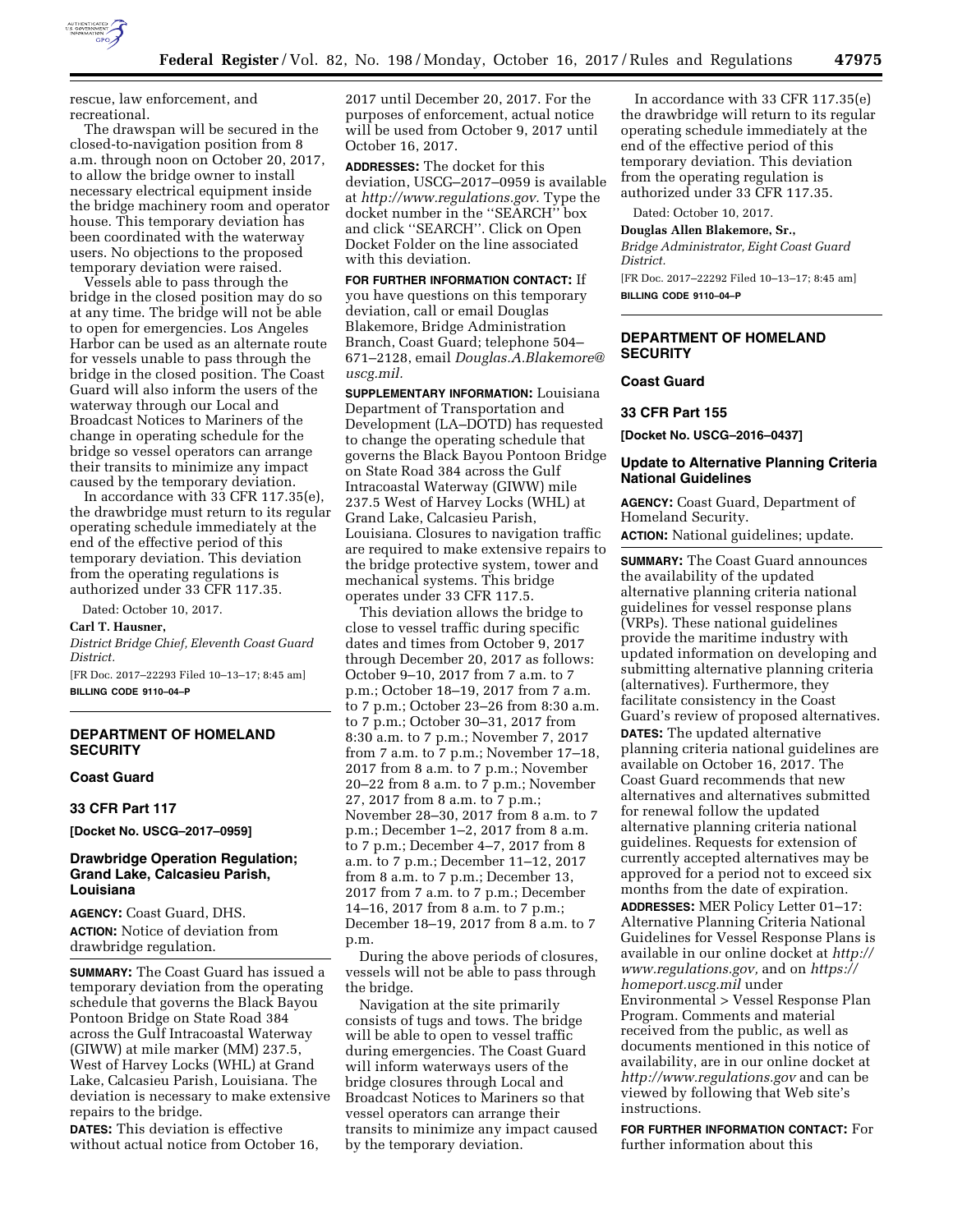rescue, law enforcement, and recreational.

The drawspan will be secured in the closed-to-navigation position from 8 a.m. through noon on October 20, 2017, to allow the bridge owner to install necessary electrical equipment inside the bridge machinery room and operator house. This temporary deviation has been coordinated with the waterway users. No objections to the proposed temporary deviation were raised.

Vessels able to pass through the bridge in the closed position may do so at any time. The bridge will not be able to open for emergencies. Los Angeles Harbor can be used as an alternate route for vessels unable to pass through the bridge in the closed position. The Coast Guard will also inform the users of the waterway through our Local and Broadcast Notices to Mariners of the change in operating schedule for the bridge so vessel operators can arrange their transits to minimize any impact caused by the temporary deviation.

In accordance with 33 CFR 117.35(e), the drawbridge must return to its regular operating schedule immediately at the end of the effective period of this temporary deviation. This deviation from the operating regulations is authorized under 33 CFR 117.35.

Dated: October 10, 2017.

**Carl T. Hausner,**

*District Bridge Chief, Eleventh Coast Guard District.*

[FR Doc. 2017–22293 Filed 10–13–17; 8:45 am]

**BILLING CODE 9110–04–P**

---

## DEPARTMENT OF HOMELAND SECURITY

### Coast Guard

### 33 CFR Part 117

**[Docket No. USCG–2017–0959]**

### Drawbridge Operation Regulation; Grand Lake, Calcasieu Parish, Louisiana

**AGENCY:** Coast Guard, DHS.

**ACTION:** Notice of deviation from drawbridge regulation.

**SUMMARY:** The Coast Guard has issued a temporary deviation from the operating schedule that governs the Black Bayou Pontoon Bridge on State Road 384 across the Gulf Intracoastal Waterway (GIWW) at mile marker (MM) 237.5, West of Harvey Locks (WHL) at Grand Lake, Calcasieu Parish, Louisiana. The deviation is necessary to make extensive repairs to the bridge.

**DATES:** This deviation is effective without actual notice from October 16, 2017 until December 20, 2017. For the purposes of enforcement, actual notice will be used from October 9, 2017 until October 16, 2017.

**ADDRESSES:** The docket for this deviation, USCG–2017–0959 is available at *http://www.regulations.gov.* Type the docket number in the ''SEARCH'' box and click ''SEARCH''. Click on Open Docket Folder on the line associated with this deviation.

**FOR FURTHER INFORMATION CONTACT:** If you have questions on this temporary deviation, call or email Douglas Blakemore, Bridge Administration Branch, Coast Guard; telephone 504–671–2128, email *Douglas.A.Blakemore@uscg.mil.*

**SUPPLEMENTARY INFORMATION:** Louisiana Department of Transportation and Development (LA–DOTD) has requested to change the operating schedule that governs the Black Bayou Pontoon Bridge on State Road 384 across the Gulf Intracoastal Waterway (GIWW) mile 237.5 West of Harvey Locks (WHL) at Grand Lake, Calcasieu Parish, Louisiana. Closures to navigation traffic are required to make extensive repairs to the bridge protective system, tower and mechanical systems. This bridge operates under 33 CFR 117.5.

This deviation allows the bridge to close to vessel traffic during specific dates and times from October 9, 2017 through December 20, 2017 as follows: October 9–10, 2017 from 7 a.m. to 7 p.m.; October 18–19, 2017 from 7 a.m. to 7 p.m.; October 23–26 from 8:30 a.m. to 7 p.m.; October 30–31, 2017 from 8:30 a.m. to 7 p.m.; November 7, 2017 from 7 a.m. to 7 p.m.; November 17–18, 2017 from 8 a.m. to 7 p.m.; November 20–22 from 8 a.m. to 7 p.m.; November 27, 2017 from 8 a.m. to 7 p.m.; November 28–30, 2017 from 8 a.m. to 7 p.m.; December 1–2, 2017 from 8 a.m. to 7 p.m.; December 4–7, 2017 from 8 a.m. to 7 p.m.; December 11–12, 2017 from 8 a.m. to 7 p.m.; December 13, 2017 from 7 a.m. to 7 p.m.; December 14–16, 2017 from 8 a.m. to 7 p.m.; December 18–19, 2017 from 8 a.m. to 7 p.m.

During the above periods of closures, vessels will not be able to pass through the bridge.

Navigation at the site primarily consists of tugs and tows. The bridge will be able to open to vessel traffic during emergencies. The Coast Guard will inform waterways users of the bridge closures through Local and Broadcast Notices to Mariners so that vessel operators can arrange their transits to minimize any impact caused by the temporary deviation.

In accordance with 33 CFR 117.35(e) the drawbridge will return to its regular operating schedule immediately at the end of the effective period of this temporary deviation. This deviation from the operating regulation is authorized under 33 CFR 117.35.

Dated: October 10, 2017.

**Douglas Allen Blakemore, Sr.,**

*Bridge Administrator, Eight Coast Guard District.*

[FR Doc. 2017–22292 Filed 10–13–17; 8:45 am]

**BILLING CODE 9110–04–P**

---

## DEPARTMENT OF HOMELAND SECURITY

### Coast Guard

### 33 CFR Part 155

**[Docket No. USCG–2016–0437]**

### Update to Alternative Planning Criteria National Guidelines

**AGENCY:** Coast Guard, Department of Homeland Security.

**ACTION:** National guidelines; update.

**SUMMARY:** The Coast Guard announces the availability of the updated alternative planning criteria national guidelines for vessel response plans (VRPs). These national guidelines provide the maritime industry with updated information on developing and submitting alternative planning criteria (alternatives). Furthermore, they facilitate consistency in the Coast Guard's review of proposed alternatives.

**DATES:** The updated alternative planning criteria national guidelines are available on October 16, 2017. The Coast Guard recommends that new alternatives and alternatives submitted for renewal follow the updated alternative planning criteria national guidelines. Requests for extension of currently accepted alternatives may be approved for a period not to exceed six months from the date of expiration.

**ADDRESSES:** MER Policy Letter 01–17: Alternative Planning Criteria National Guidelines for Vessel Response Plans is available in our online docket at *http://www.regulations.gov,* and on *https://homeport.uscg.mil* under Environmental > Vessel Response Plan Program. Comments and material received from the public, as well as documents mentioned in this notice of availability, are in our online docket at *http://www.regulations.gov* and can be viewed by following that Web site's instructions.

**FOR FURTHER INFORMATION CONTACT:** For further information about this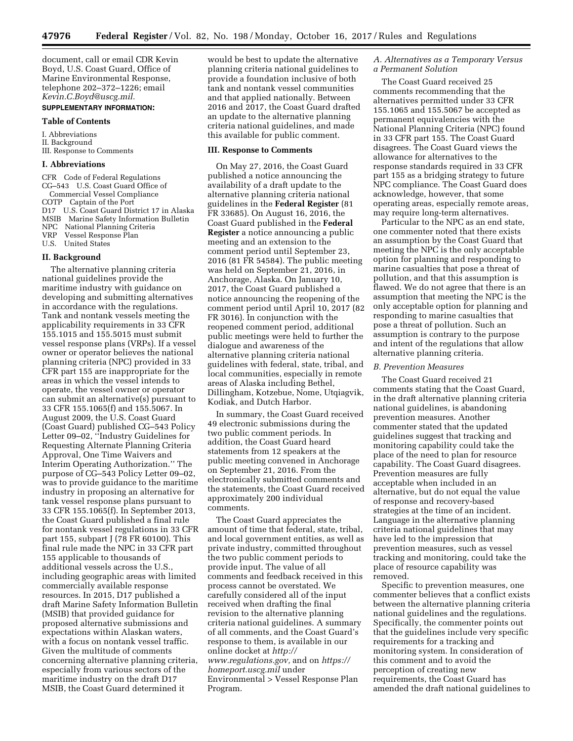document, call or email CDR Kevin Boyd, U.S. Coast Guard, Office of Marine Environmental Response, telephone 202–372–1226; email *Kevin.C.Boyd@uscg.mil.*

**SUPPLEMENTARY INFORMATION:**

### Table of Contents

I. Abbreviations
II. Background
III. Response to Comments

### I. Abbreviations

CFR Code of Federal Regulations
CG–543 U.S. Coast Guard Office of Commercial Vessel Compliance
COTP Captain of the Port
D17 U.S. Coast Guard District 17 in Alaska
MSIB Marine Safety Information Bulletin
NPC National Planning Criteria
VRP Vessel Response Plan
U.S. United States

### II. Background

The alternative planning criteria national guidelines provide the maritime industry with guidance on developing and submitting alternatives in accordance with the regulations. Tank and nontank vessels meeting the applicability requirements in 33 CFR 155.1015 and 155.5015 must submit vessel response plans (VRPs). If a vessel owner or operator believes the national planning criteria (NPC) provided in 33 CFR part 155 are inappropriate for the areas in which the vessel intends to operate, the vessel owner or operator can submit an alternative(s) pursuant to 33 CFR 155.1065(f) and 155.5067. In August 2009, the U.S. Coast Guard (Coast Guard) published CG–543 Policy Letter 09–02, ''Industry Guidelines for Requesting Alternate Planning Criteria Approval, One Time Waivers and Interim Operating Authorization.'' The purpose of CG–543 Policy Letter 09–02, was to provide guidance to the maritime industry in proposing an alternative for tank vessel response plans pursuant to 33 CFR 155.1065(f). In September 2013, the Coast Guard published a final rule for nontank vessel regulations in 33 CFR part 155, subpart J (78 FR 60100). This final rule made the NPC in 33 CFR part 155 applicable to thousands of additional vessels across the U.S., including geographic areas with limited commercially available response resources. In 2015, D17 published a draft Marine Safety Information Bulletin (MSIB) that provided guidance for proposed alternative submissions and expectations within Alaskan waters, with a focus on nontank vessel traffic. Given the multitude of comments concerning alternative planning criteria, especially from various sectors of the maritime industry on the draft D17 MSIB, the Coast Guard determined it would be best to update the alternative planning criteria national guidelines to provide a foundation inclusive of both tank and nontank vessel communities and that applied nationally. Between 2016 and 2017, the Coast Guard drafted an update to the alternative planning criteria national guidelines, and made this available for public comment.

### III. Response to Comments

On May 27, 2016, the Coast Guard published a notice announcing the availability of a draft update to the alternative planning criteria national guidelines in the **Federal Register** (81 FR 33685). On August 16, 2016, the Coast Guard published in the **Federal Register** a notice announcing a public meeting and an extension to the comment period until September 23, 2016 (81 FR 54584). The public meeting was held on September 21, 2016, in Anchorage, Alaska. On January 10, 2017, the Coast Guard published a notice announcing the reopening of the comment period until April 10, 2017 (82 FR 3016). In conjunction with the reopened comment period, additional public meetings were held to further the dialogue and awareness of the alternative planning criteria national guidelines with federal, state, tribal, and local communities, especially in remote areas of Alaska including Bethel, Dillingham, Kotzebue, Nome, Utqiagvik, Kodiak, and Dutch Harbor.

In summary, the Coast Guard received 49 electronic submissions during the two public comment periods. In addition, the Coast Guard heard statements from 12 speakers at the public meeting convened in Anchorage on September 21, 2016. From the electronically submitted comments and the statements, the Coast Guard received approximately 200 individual comments.

The Coast Guard appreciates the amount of time that federal, state, tribal, and local government entities, as well as private industry, committed throughout the two public comment periods to provide input. The value of all comments and feedback received in this process cannot be overstated. We carefully considered all of the input received when drafting the final revision to the alternative planning criteria national guidelines. A summary of all comments, and the Coast Guard's response to them, is available in our online docket at *http://www.regulations.gov,* and on *https://homeport.uscg.mil* under Environmental > Vessel Response Plan Program.

#### *A. Alternatives as a Temporary Versus a Permanent Solution*

The Coast Guard received 25 comments recommending that the alternatives permitted under 33 CFR 155.1065 and 155.5067 be accepted as permanent equivalencies with the National Planning Criteria (NPC) found in 33 CFR part 155. The Coast Guard disagrees. The Coast Guard views the allowance for alternatives to the response standards required in 33 CFR part 155 as a bridging strategy to future NPC compliance. The Coast Guard does acknowledge, however, that some operating areas, especially remote areas, may require long-term alternatives.

Particular to the NPC as an end state, one commenter noted that there exists an assumption by the Coast Guard that meeting the NPC is the only acceptable option for planning and responding to marine casualties that pose a threat of pollution, and that this assumption is flawed. We do not agree that there is an assumption that meeting the NPC is the only acceptable option for planning and responding to marine casualties that pose a threat of pollution. Such an assumption is contrary to the purpose and intent of the regulations that allow alternative planning criteria.

#### *B. Prevention Measures*

The Coast Guard received 21 comments stating that the Coast Guard, in the draft alternative planning criteria national guidelines, is abandoning prevention measures. Another commenter stated that the updated guidelines suggest that tracking and monitoring capability could take the place of the need to plan for resource capability. The Coast Guard disagrees. Prevention measures are fully acceptable when included in an alternative, but do not equal the value of response and recovery-based strategies at the time of an incident. Language in the alternative planning criteria national guidelines that may have led to the impression that prevention measures, such as vessel tracking and monitoring, could take the place of resource capability was removed.

Specific to prevention measures, one commenter believes that a conflict exists between the alternative planning criteria national guidelines and the regulations. Specifically, the commenter points out that the guidelines include very specific requirements for a tracking and monitoring system. In consideration of this comment and to avoid the perception of creating new requirements, the Coast Guard has amended the draft national guidelines to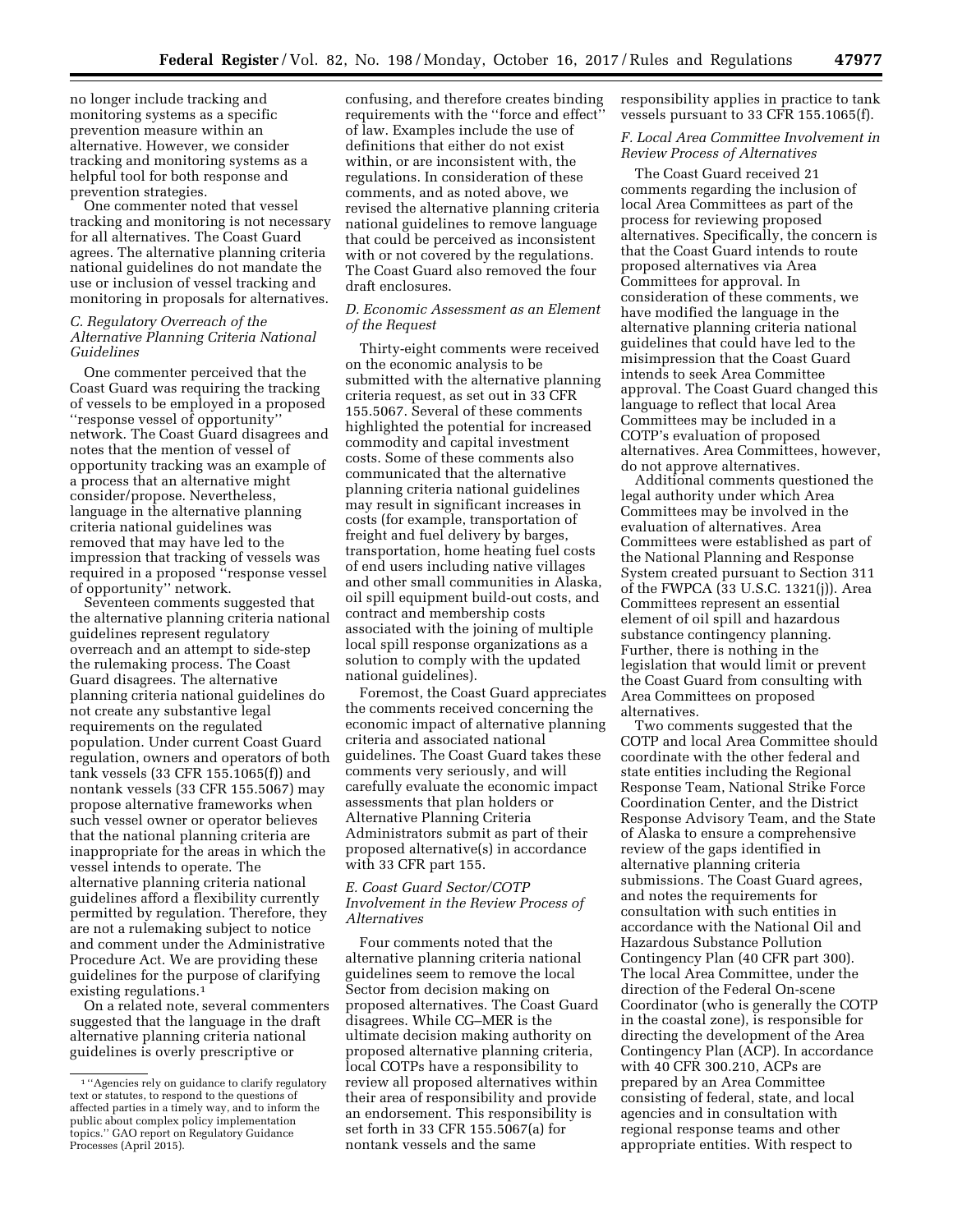no longer include tracking and monitoring systems as a specific prevention measure within an alternative. However, we consider tracking and monitoring systems as a helpful tool for both response and prevention strategies.

One commenter noted that vessel tracking and monitoring is not necessary for all alternatives. The Coast Guard agrees. The alternative planning criteria national guidelines do not mandate the use or inclusion of vessel tracking and monitoring in proposals for alternatives.

### *C. Regulatory Overreach of the Alternative Planning Criteria National Guidelines*

One commenter perceived that the Coast Guard was requiring the tracking of vessels to be employed in a proposed ''response vessel of opportunity'' network. The Coast Guard disagrees and notes that the mention of vessel of opportunity tracking was an example of a process that an alternative might consider/propose. Nevertheless, language in the alternative planning criteria national guidelines was removed that may have led to the impression that tracking of vessels was required in a proposed ''response vessel of opportunity'' network.

Seventeen comments suggested that the alternative planning criteria national guidelines represent regulatory overreach and an attempt to side-step the rulemaking process. The Coast Guard disagrees. The alternative planning criteria national guidelines do not create any substantive legal requirements on the regulated population. Under current Coast Guard regulation, owners and operators of both tank vessels (33 CFR 155.1065(f)) and nontank vessels (33 CFR 155.5067) may propose alternative frameworks when such vessel owner or operator believes that the national planning criteria are inappropriate for the areas in which the vessel intends to operate. The alternative planning criteria national guidelines afford a flexibility currently permitted by regulation. Therefore, they are not a rulemaking subject to notice and comment under the Administrative Procedure Act. We are providing these guidelines for the purpose of clarifying existing regulations.[1]

On a related note, several commenters suggested that the language in the draft alternative planning criteria national guidelines is overly prescriptive or confusing, and therefore creates binding requirements with the ''force and effect'' of law. Examples include the use of definitions that either do not exist within, or are inconsistent with, the regulations. In consideration of these comments, and as noted above, we revised the alternative planning criteria national guidelines to remove language that could be perceived as inconsistent with or not covered by the regulations. The Coast Guard also removed the four draft enclosures.

### *D. Economic Assessment as an Element of the Request*

Thirty-eight comments were received on the economic analysis to be submitted with the alternative planning criteria request, as set out in 33 CFR 155.5067. Several of these comments highlighted the potential for increased commodity and capital investment costs. Some of these comments also communicated that the alternative planning criteria national guidelines may result in significant increases in costs (for example, transportation of freight and fuel delivery by barges, transportation, home heating fuel costs of end users including native villages and other small communities in Alaska, oil spill equipment build-out costs, and contract and membership costs associated with the joining of multiple local spill response organizations as a solution to comply with the updated national guidelines).

Foremost, the Coast Guard appreciates the comments received concerning the economic impact of alternative planning criteria and associated national guidelines. The Coast Guard takes these comments very seriously, and will carefully evaluate the economic impact assessments that plan holders or Alternative Planning Criteria Administrators submit as part of their proposed alternative(s) in accordance with 33 CFR part 155.

### *E. Coast Guard Sector/COTP Involvement in the Review Process of Alternatives*

Four comments noted that the alternative planning criteria national guidelines seem to remove the local Sector from decision making on proposed alternatives. The Coast Guard disagrees. While CG–MER is the ultimate decision making authority on proposed alternative planning criteria, local COTPs have a responsibility to review all proposed alternatives within their area of responsibility and provide an endorsement. This responsibility is set forth in 33 CFR 155.5067(a) for nontank vessels and the same responsibility applies in practice to tank vessels pursuant to 33 CFR 155.1065(f).

### *F. Local Area Committee Involvement in Review Process of Alternatives*

The Coast Guard received 21 comments regarding the inclusion of local Area Committees as part of the process for reviewing proposed alternatives. Specifically, the concern is that the Coast Guard intends to route proposed alternatives via Area Committees for approval. In consideration of these comments, we have modified the language in the alternative planning criteria national guidelines that could have led to the misimpression that the Coast Guard intends to seek Area Committee approval. The Coast Guard changed this language to reflect that local Area Committees may be included in a COTP's evaluation of proposed alternatives. Area Committees, however, do not approve alternatives.

Additional comments questioned the legal authority under which Area Committees may be involved in the evaluation of alternatives. Area Committees were established as part of the National Planning and Response System created pursuant to Section 311 of the FWPCA (33 U.S.C. 1321(j)). Area Committees represent an essential element of oil spill and hazardous substance contingency planning. Further, there is nothing in the legislation that would limit or prevent the Coast Guard from consulting with Area Committees on proposed alternatives.

Two comments suggested that the COTP and local Area Committee should coordinate with the other federal and state entities including the Regional Response Team, National Strike Force Coordination Center, and the District Response Advisory Team, and the State of Alaska to ensure a comprehensive review of the gaps identified in alternative planning criteria submissions. The Coast Guard agrees, and notes the requirements for consultation with such entities in accordance with the National Oil and Hazardous Substance Pollution Contingency Plan (40 CFR part 300). The local Area Committee, under the direction of the Federal On-scene Coordinator (who is generally the COTP in the coastal zone), is responsible for directing the development of the Area Contingency Plan (ACP). In accordance with 40 CFR 300.210, ACPs are prepared by an Area Committee consisting of federal, state, and local agencies and in consultation with regional response teams and other appropriate entities. With respect to

---

[1] ''Agencies rely on guidance to clarify regulatory text or statutes, to respond to the questions of affected parties in a timely way, and to inform the public about complex policy implementation topics.'' GAO report on Regulatory Guidance Processes (April 2015).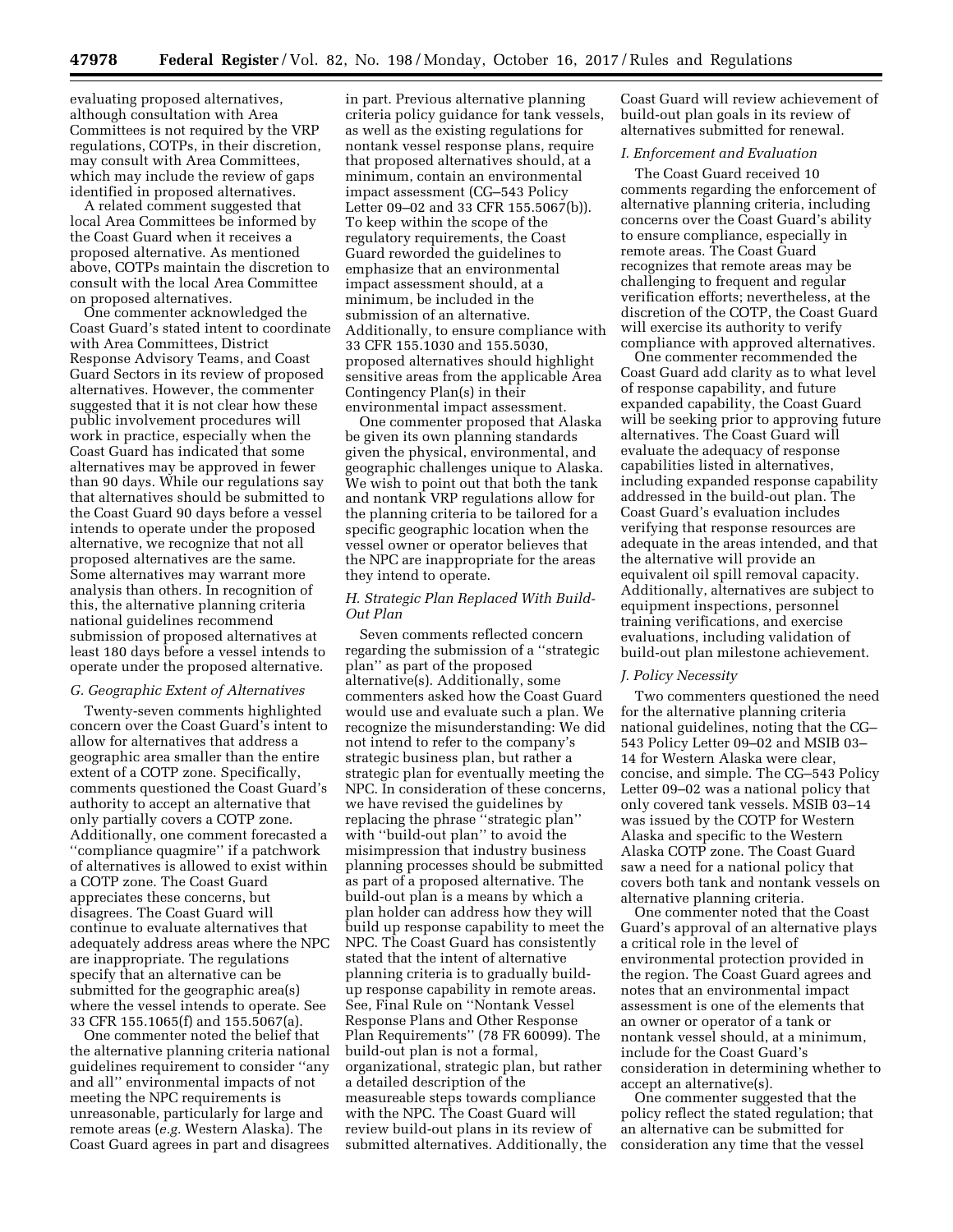evaluating proposed alternatives, although consultation with Area Committees is not required by the VRP regulations, COTPs, in their discretion, may consult with Area Committees, which may include the review of gaps identified in proposed alternatives.

A related comment suggested that local Area Committees be informed by the Coast Guard when it receives a proposed alternative. As mentioned above, COTPs maintain the discretion to consult with the local Area Committee on proposed alternatives.

One commenter acknowledged the Coast Guard's stated intent to coordinate with Area Committees, District Response Advisory Teams, and Coast Guard Sectors in its review of proposed alternatives. However, the commenter suggested that it is not clear how these public involvement procedures will work in practice, especially when the Coast Guard has indicated that some alternatives may be approved in fewer than 90 days. While our regulations say that alternatives should be submitted to the Coast Guard 90 days before a vessel intends to operate under the proposed alternative, we recognize that not all proposed alternatives are the same. Some alternatives may warrant more analysis than others. In recognition of this, the alternative planning criteria national guidelines recommend submission of proposed alternatives at least 180 days before a vessel intends to operate under the proposed alternative.

### G. Geographic Extent of Alternatives

Twenty-seven comments highlighted concern over the Coast Guard's intent to allow for alternatives that address a geographic area smaller than the entire extent of a COTP zone. Specifically, comments questioned the Coast Guard's authority to accept an alternative that only partially covers a COTP zone. Additionally, one comment forecasted a "compliance quagmire" if a patchwork of alternatives is allowed to exist within a COTP zone. The Coast Guard appreciates these concerns, but disagrees. The Coast Guard will continue to evaluate alternatives that adequately address areas where the NPC are inappropriate. The regulations specify that an alternative can be submitted for the geographic area(s) where the vessel intends to operate. See 33 CFR 155.1065(f) and 155.5067(a).

One commenter noted the belief that the alternative planning criteria national guidelines requirement to consider "any and all" environmental impacts of not meeting the NPC requirements is unreasonable, particularly for large and remote areas (*e.g.* Western Alaska). The Coast Guard agrees in part and disagrees in part. Previous alternative planning criteria policy guidance for tank vessels, as well as the existing regulations for nontank vessel response plans, require that proposed alternatives should, at a minimum, contain an environmental impact assessment (CG–543 Policy Letter 09–02 and 33 CFR 155.5067(b)). To keep within the scope of the regulatory requirements, the Coast Guard reworded the guidelines to emphasize that an environmental impact assessment should, at a minimum, be included in the submission of an alternative. Additionally, to ensure compliance with 33 CFR 155.1030 and 155.5030, proposed alternatives should highlight sensitive areas from the applicable Area Contingency Plan(s) in their environmental impact assessment.

One commenter proposed that Alaska be given its own planning standards given the physical, environmental, and geographic challenges unique to Alaska. We wish to point out that both the tank and nontank VRP regulations allow for the planning criteria to be tailored for a specific geographic location when the vessel owner or operator believes that the NPC are inappropriate for the areas they intend to operate.

### H. Strategic Plan Replaced With Build-Out Plan

Seven comments reflected concern regarding the submission of a "strategic plan" as part of the proposed alternative(s). Additionally, some commenters asked how the Coast Guard would use and evaluate such a plan. We recognize the misunderstanding: We did not intend to refer to the company's strategic business plan, but rather a strategic plan for eventually meeting the NPC. In consideration of these concerns, we have revised the guidelines by replacing the phrase "strategic plan" with "build-out plan" to avoid the misimpression that industry business planning processes should be submitted as part of a proposed alternative. The build-out plan is a means by which a plan holder can address how they will build up response capability to meet the NPC. The Coast Guard has consistently stated that the intent of alternative planning criteria is to gradually build-up response capability in remote areas. See, Final Rule on "Nontank Vessel Response Plans and Other Response Plan Requirements" (78 FR 60099). The build-out plan is not a formal, organizational, strategic plan, but rather a detailed description of the measureable steps towards compliance with the NPC. The Coast Guard will review build-out plans in its review of submitted alternatives. Additionally, the Coast Guard will review achievement of build-out plan goals in its review of alternatives submitted for renewal.

### I. Enforcement and Evaluation

The Coast Guard received 10 comments regarding the enforcement of alternative planning criteria, including concerns over the Coast Guard's ability to ensure compliance, especially in remote areas. The Coast Guard recognizes that remote areas may be challenging to frequent and regular verification efforts; nevertheless, at the discretion of the COTP, the Coast Guard will exercise its authority to verify compliance with approved alternatives.

One commenter recommended the Coast Guard add clarity as to what level of response capability, and future expanded capability, the Coast Guard will be seeking prior to approving future alternatives. The Coast Guard will evaluate the adequacy of response capabilities listed in alternatives, including expanded response capability addressed in the build-out plan. The Coast Guard's evaluation includes verifying that response resources are adequate in the areas intended, and that the alternative will provide an equivalent oil spill removal capacity. Additionally, alternatives are subject to equipment inspections, personnel training verifications, and exercise evaluations, including validation of build-out plan milestone achievement.

### J. Policy Necessity

Two commenters questioned the need for the alternative planning criteria national guidelines, noting that the CG–543 Policy Letter 09–02 and MSIB 03–14 for Western Alaska were clear, concise, and simple. The CG–543 Policy Letter 09–02 was a national policy that only covered tank vessels. MSIB 03–14 was issued by the COTP for Western Alaska and specific to the Western Alaska COTP zone. The Coast Guard saw a need for a national policy that covers both tank and nontank vessels on alternative planning criteria.

One commenter noted that the Coast Guard's approval of an alternative plays a critical role in the level of environmental protection provided in the region. The Coast Guard agrees and notes that an environmental impact assessment is one of the elements that an owner or operator of a tank or nontank vessel should, at a minimum, include for the Coast Guard's consideration in determining whether to accept an alternative(s).

One commenter suggested that the policy reflect the stated regulation; that an alternative can be submitted for consideration any time that the vessel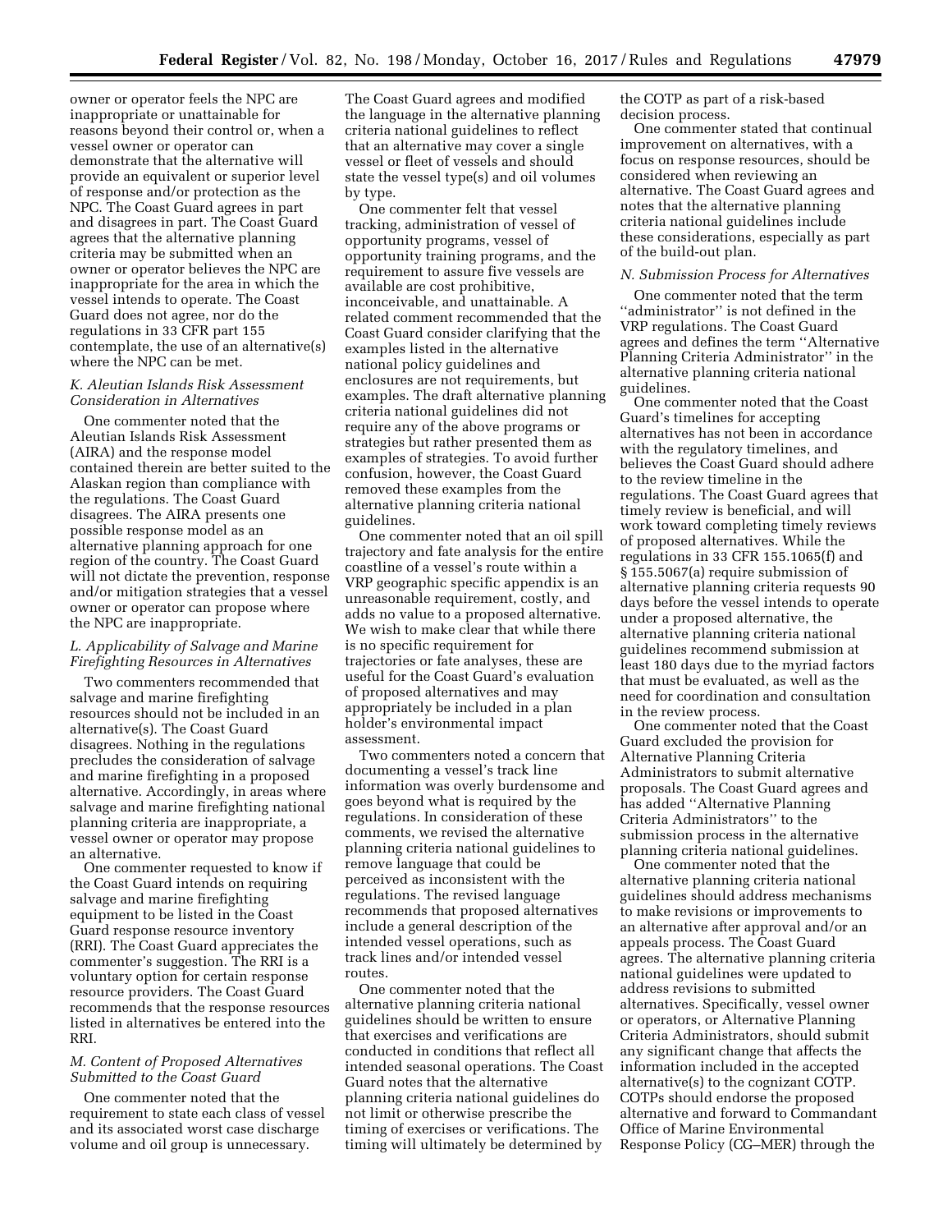owner or operator feels the NPC are inappropriate or unattainable for reasons beyond their control or, when a vessel owner or operator can demonstrate that the alternative will provide an equivalent or superior level of response and/or protection as the NPC. The Coast Guard agrees in part and disagrees in part. The Coast Guard agrees that the alternative planning criteria may be submitted when an owner or operator believes the NPC are inappropriate for the area in which the vessel intends to operate. The Coast Guard does not agree, nor do the regulations in 33 CFR part 155 contemplate, the use of an alternative(s) where the NPC can be met.

### K. Aleutian Islands Risk Assessment Consideration in Alternatives

One commenter noted that the Aleutian Islands Risk Assessment (AIRA) and the response model contained therein are better suited to the Alaskan region than compliance with the regulations. The Coast Guard disagrees. The AIRA presents one possible response model as an alternative planning approach for one region of the country. The Coast Guard will not dictate the prevention, response and/or mitigation strategies that a vessel owner or operator can propose where the NPC are inappropriate.

### L. Applicability of Salvage and Marine Firefighting Resources in Alternatives

Two commenters recommended that salvage and marine firefighting resources should not be included in an alternative(s). The Coast Guard disagrees. Nothing in the regulations precludes the consideration of salvage and marine firefighting in a proposed alternative. Accordingly, in areas where salvage and marine firefighting national planning criteria are inappropriate, a vessel owner or operator may propose an alternative.

One commenter requested to know if the Coast Guard intends on requiring salvage and marine firefighting equipment to be listed in the Coast Guard response resource inventory (RRI). The Coast Guard appreciates the commenter's suggestion. The RRI is a voluntary option for certain response resource providers. The Coast Guard recommends that the response resources listed in alternatives be entered into the RRI.

### M. Content of Proposed Alternatives Submitted to the Coast Guard

One commenter noted that the requirement to state each class of vessel and its associated worst case discharge volume and oil group is unnecessary. The Coast Guard agrees and modified the language in the alternative planning criteria national guidelines to reflect that an alternative may cover a single vessel or fleet of vessels and should state the vessel type(s) and oil volumes by type.

One commenter felt that vessel tracking, administration of vessel of opportunity programs, vessel of opportunity training programs, and the requirement to assure five vessels are available are cost prohibitive, inconceivable, and unattainable. A related comment recommended that the Coast Guard consider clarifying that the examples listed in the alternative national policy guidelines and enclosures are not requirements, but examples. The draft alternative planning criteria national guidelines did not require any of the above programs or strategies but rather presented them as examples of strategies. To avoid further confusion, however, the Coast Guard removed these examples from the alternative planning criteria national guidelines.

One commenter noted that an oil spill trajectory and fate analysis for the entire coastline of a vessel's route within a VRP geographic specific appendix is an unreasonable requirement, costly, and adds no value to a proposed alternative. We wish to make clear that while there is no specific requirement for trajectories or fate analyses, these are useful for the Coast Guard's evaluation of proposed alternatives and may appropriately be included in a plan holder's environmental impact assessment.

Two commenters noted a concern that documenting a vessel's track line information was overly burdensome and goes beyond what is required by the regulations. In consideration of these comments, we revised the alternative planning criteria national guidelines to remove language that could be perceived as inconsistent with the regulations. The revised language recommends that proposed alternatives include a general description of the intended vessel operations, such as track lines and/or intended vessel routes.

One commenter noted that the alternative planning criteria national guidelines should be written to ensure that exercises and verifications are conducted in conditions that reflect all intended seasonal operations. The Coast Guard notes that the alternative planning criteria national guidelines do not limit or otherwise prescribe the timing of exercises or verifications. The timing will ultimately be determined by the COTP as part of a risk-based decision process.

One commenter stated that continual improvement on alternatives, with a focus on response resources, should be considered when reviewing an alternative. The Coast Guard agrees and notes that the alternative planning criteria national guidelines include these considerations, especially as part of the build-out plan.

### N. Submission Process for Alternatives

One commenter noted that the term ''administrator'' is not defined in the VRP regulations. The Coast Guard agrees and defines the term ''Alternative Planning Criteria Administrator'' in the alternative planning criteria national guidelines.

One commenter noted that the Coast Guard's timelines for accepting alternatives has not been in accordance with the regulatory timelines, and believes the Coast Guard should adhere to the review timeline in the regulations. The Coast Guard agrees that timely review is beneficial, and will work toward completing timely reviews of proposed alternatives. While the regulations in 33 CFR 155.1065(f) and § 155.5067(a) require submission of alternative planning criteria requests 90 days before the vessel intends to operate under a proposed alternative, the alternative planning criteria national guidelines recommend submission at least 180 days due to the myriad factors that must be evaluated, as well as the need for coordination and consultation in the review process.

One commenter noted that the Coast Guard excluded the provision for Alternative Planning Criteria Administrators to submit alternative proposals. The Coast Guard agrees and has added ''Alternative Planning Criteria Administrators'' to the submission process in the alternative planning criteria national guidelines.

One commenter noted that the alternative planning criteria national guidelines should address mechanisms to make revisions or improvements to an alternative after approval and/or an appeals process. The Coast Guard agrees. The alternative planning criteria national guidelines were updated to address revisions to submitted alternatives. Specifically, vessel owner or operators, or Alternative Planning Criteria Administrators, should submit any significant change that affects the information included in the accepted alternative(s) to the cognizant COTP. COTPs should endorse the proposed alternative and forward to Commandant Office of Marine Environmental Response Policy (CG–MER) through the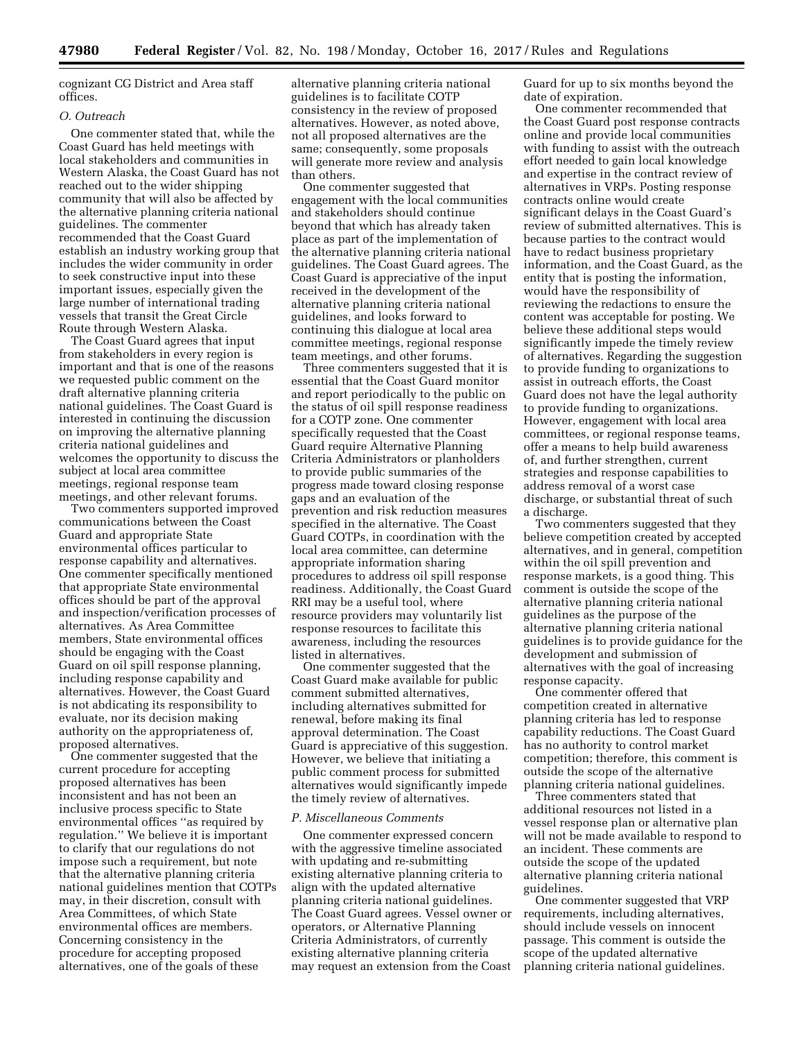cognizant CG District and Area staff offices.

### *O. Outreach*

One commenter stated that, while the Coast Guard has held meetings with local stakeholders and communities in Western Alaska, the Coast Guard has not reached out to the wider shipping community that will also be affected by the alternative planning criteria national guidelines. The commenter recommended that the Coast Guard establish an industry working group that includes the wider community in order to seek constructive input into these important issues, especially given the large number of international trading vessels that transit the Great Circle Route through Western Alaska.

The Coast Guard agrees that input from stakeholders in every region is important and that is one of the reasons we requested public comment on the draft alternative planning criteria national guidelines. The Coast Guard is interested in continuing the discussion on improving the alternative planning criteria national guidelines and welcomes the opportunity to discuss the subject at local area committee meetings, regional response team meetings, and other relevant forums.

Two commenters supported improved communications between the Coast Guard and appropriate State environmental offices particular to response capability and alternatives. One commenter specifically mentioned that appropriate State environmental offices should be part of the approval and inspection/verification processes of alternatives. As Area Committee members, State environmental offices should be engaging with the Coast Guard on oil spill response planning, including response capability and alternatives. However, the Coast Guard is not abdicating its responsibility to evaluate, nor its decision making authority on the appropriateness of, proposed alternatives.

One commenter suggested that the current procedure for accepting proposed alternatives has been inconsistent and has not been an inclusive process specific to State environmental offices "as required by regulation." We believe it is important to clarify that our regulations do not impose such a requirement, but note that the alternative planning criteria national guidelines mention that COTPs may, in their discretion, consult with Area Committees, of which State environmental offices are members. Concerning consistency in the procedure for accepting proposed alternatives, one of the goals of these alternative planning criteria national guidelines is to facilitate COTP consistency in the review of proposed alternatives. However, as noted above, not all proposed alternatives are the same; consequently, some proposals will generate more review and analysis than others.

One commenter suggested that engagement with the local communities and stakeholders should continue beyond that which has already taken place as part of the implementation of the alternative planning criteria national guidelines. The Coast Guard agrees. The Coast Guard is appreciative of the input received in the development of the alternative planning criteria national guidelines, and looks forward to continuing this dialogue at local area committee meetings, regional response team meetings, and other forums.

Three commenters suggested that it is essential that the Coast Guard monitor and report periodically to the public on the status of oil spill response readiness for a COTP zone. One commenter specifically requested that the Coast Guard require Alternative Planning Criteria Administrators or planholders to provide public summaries of the progress made toward closing response gaps and an evaluation of the prevention and risk reduction measures specified in the alternative. The Coast Guard COTPs, in coordination with the local area committee, can determine appropriate information sharing procedures to address oil spill response readiness. Additionally, the Coast Guard RRI may be a useful tool, where resource providers may voluntarily list response resources to facilitate this awareness, including the resources listed in alternatives.

One commenter suggested that the Coast Guard make available for public comment submitted alternatives, including alternatives submitted for renewal, before making its final approval determination. The Coast Guard is appreciative of this suggestion. However, we believe that initiating a public comment process for submitted alternatives would significantly impede the timely review of alternatives.

### *P. Miscellaneous Comments*

One commenter expressed concern with the aggressive timeline associated with updating and re-submitting existing alternative planning criteria to align with the updated alternative planning criteria national guidelines. The Coast Guard agrees. Vessel owner or operators, or Alternative Planning Criteria Administrators, of currently existing alternative planning criteria may request an extension from the Coast Guard for up to six months beyond the date of expiration.

One commenter recommended that the Coast Guard post response contracts online and provide local communities with funding to assist with the outreach effort needed to gain local knowledge and expertise in the contract review of alternatives in VRPs. Posting response contracts online would create significant delays in the Coast Guard's review of submitted alternatives. This is because parties to the contract would have to redact business proprietary information, and the Coast Guard, as the entity that is posting the information, would have the responsibility of reviewing the redactions to ensure the content was acceptable for posting. We believe these additional steps would significantly impede the timely review of alternatives. Regarding the suggestion to provide funding to organizations to assist in outreach efforts, the Coast Guard does not have the legal authority to provide funding to organizations. However, engagement with local area committees, or regional response teams, offer a means to help build awareness of, and further strengthen, current strategies and response capabilities to address removal of a worst case discharge, or substantial threat of such a discharge.

Two commenters suggested that they believe competition created by accepted alternatives, and in general, competition within the oil spill prevention and response markets, is a good thing. This comment is outside the scope of the alternative planning criteria national guidelines as the purpose of the alternative planning criteria national guidelines is to provide guidance for the development and submission of alternatives with the goal of increasing response capacity.

One commenter offered that competition created in alternative planning criteria has led to response capability reductions. The Coast Guard has no authority to control market competition; therefore, this comment is outside the scope of the alternative planning criteria national guidelines.

Three commenters stated that additional resources not listed in a vessel response plan or alternative plan will not be made available to respond to an incident. These comments are outside the scope of the updated alternative planning criteria national guidelines.

One commenter suggested that VRP requirements, including alternatives, should include vessels on innocent passage. This comment is outside the scope of the updated alternative planning criteria national guidelines.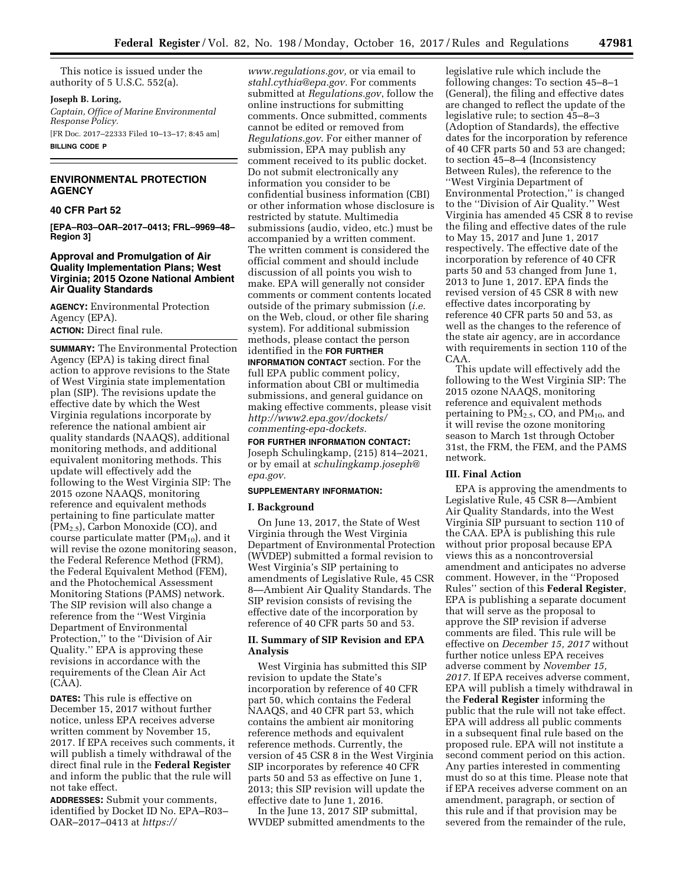This notice is issued under the authority of 5 U.S.C. 552(a).

**Joseph B. Loring,**

*Captain, Office of Marine Environmental Response Policy.*

[FR Doc. 2017–22333 Filed 10–13–17; 8:45 am]

**BILLING CODE P**

## ENVIRONMENTAL PROTECTION AGENCY

### 40 CFR Part 52

**[EPA–R03–OAR–2017–0413; FRL–9969–48–Region 3]**

### Approval and Promulgation of Air Quality Implementation Plans; West Virginia; 2015 Ozone National Ambient Air Quality Standards

**AGENCY:** Environmental Protection Agency (EPA).

**ACTION:** Direct final rule.

**SUMMARY:** The Environmental Protection Agency (EPA) is taking direct final action to approve revisions to the State of West Virginia state implementation plan (SIP). The revisions update the effective date by which the West Virginia regulations incorporate by reference the national ambient air quality standards (NAAQS), additional monitoring methods, and additional equivalent monitoring methods. This update will effectively add the following to the West Virginia SIP: The 2015 ozone NAAQS, monitoring reference and equivalent methods pertaining to fine particulate matter ($PM_{2.5}$), Carbon Monoxide (CO), and course particulate matter ($PM_{10}$), and it will revise the ozone monitoring season, the Federal Reference Method (FRM), the Federal Equivalent Method (FEM), and the Photochemical Assessment Monitoring Stations (PAMS) network. The SIP revision will also change a reference from the ''West Virginia Department of Environmental Protection,'' to the ''Division of Air Quality.'' EPA is approving these revisions in accordance with the requirements of the Clean Air Act (CAA).

**DATES:** This rule is effective on December 15, 2017 without further notice, unless EPA receives adverse written comment by November 15, 2017. If EPA receives such comments, it will publish a timely withdrawal of the direct final rule in the **Federal Register** and inform the public that the rule will not take effect.

**ADDRESSES:** Submit your comments, identified by Docket ID No. EPA–R03–OAR–2017–0413 at *https://www.regulations.gov,* or via email to *stahl.cythia@epa.gov.* For comments submitted at *Regulations.gov*, follow the online instructions for submitting comments. Once submitted, comments cannot be edited or removed from *Regulations.gov.* For either manner of submission, EPA may publish any comment received to its public docket. Do not submit electronically any information you consider to be confidential business information (CBI) or other information whose disclosure is restricted by statute. Multimedia submissions (audio, video, etc.) must be accompanied by a written comment. The written comment is considered the official comment and should include discussion of all points you wish to make. EPA will generally not consider comments or comment contents located outside of the primary submission (*i.e.* on the Web, cloud, or other file sharing system). For additional submission methods, please contact the person identified in the **FOR FURTHER INFORMATION CONTACT** section. For the full EPA public comment policy, information about CBI or multimedia submissions, and general guidance on making effective comments, please visit *http://www2.epa.gov/dockets/commenting-epa-dockets.*

**FOR FURTHER INFORMATION CONTACT:** Joseph Schulingkamp, (215) 814–2021, or by email at *schulingkamp.joseph@epa.gov.*

**SUPPLEMENTARY INFORMATION:**

### I. Background

On June 13, 2017, the State of West Virginia through the West Virginia Department of Environmental Protection (WVDEP) submitted a formal revision to West Virginia's SIP pertaining to amendments of Legislative Rule, 45 CSR 8—Ambient Air Quality Standards. The SIP revision consists of revising the effective date of the incorporation by reference of 40 CFR parts 50 and 53.

### II. Summary of SIP Revision and EPA Analysis

West Virginia has submitted this SIP revision to update the State's incorporation by reference of 40 CFR part 50, which contains the Federal NAAQS, and 40 CFR part 53, which contains the ambient air monitoring reference methods and equivalent reference methods. Currently, the version of 45 CSR 8 in the West Virginia SIP incorporates by reference 40 CFR parts 50 and 53 as effective on June 1, 2013; this SIP revision will update the effective date to June 1, 2016.

In the June 13, 2017 SIP submittal, WVDEP submitted amendments to the legislative rule which include the following changes: To section 45–8–1 (General), the filing and effective dates are changed to reflect the update of the legislative rule; to section 45–8–3 (Adoption of Standards), the effective dates for the incorporation by reference of 40 CFR parts 50 and 53 are changed; to section 45–8–4 (Inconsistency Between Rules), the reference to the ''West Virginia Department of Environmental Protection,'' is changed to the ''Division of Air Quality.'' West Virginia has amended 45 CSR 8 to revise the filing and effective dates of the rule to May 15, 2017 and June 1, 2017 respectively. The effective date of the incorporation by reference of 40 CFR parts 50 and 53 changed from June 1, 2013 to June 1, 2017. EPA finds the revised version of 45 CSR 8 with new effective dates incorporating by reference 40 CFR parts 50 and 53, as well as the changes to the reference of the state air agency, are in accordance with requirements in section 110 of the CAA.

This update will effectively add the following to the West Virginia SIP: The 2015 ozone NAAQS, monitoring reference and equivalent methods pertaining to $PM_{2.5}$, CO, and $PM_{10}$, and it will revise the ozone monitoring season to March 1st through October 31st, the FRM, the FEM, and the PAMS network.

### III. Final Action

EPA is approving the amendments to Legislative Rule, 45 CSR 8—Ambient Air Quality Standards, into the West Virginia SIP pursuant to section 110 of the CAA. EPA is publishing this rule without prior proposal because EPA views this as a noncontroversial amendment and anticipates no adverse comment. However, in the ''Proposed Rules'' section of this **Federal Register**, EPA is publishing a separate document that will serve as the proposal to approve the SIP revision if adverse comments are filed. This rule will be effective on *December 15, 2017* without further notice unless EPA receives adverse comment by *November 15, 2017.* If EPA receives adverse comment, EPA will publish a timely withdrawal in the **Federal Register** informing the public that the rule will not take effect. EPA will address all public comments in a subsequent final rule based on the proposed rule. EPA will not institute a second comment period on this action. Any parties interested in commenting must do so at this time. Please note that if EPA receives adverse comment on an amendment, paragraph, or section of this rule and if that provision may be severed from the remainder of the rule,